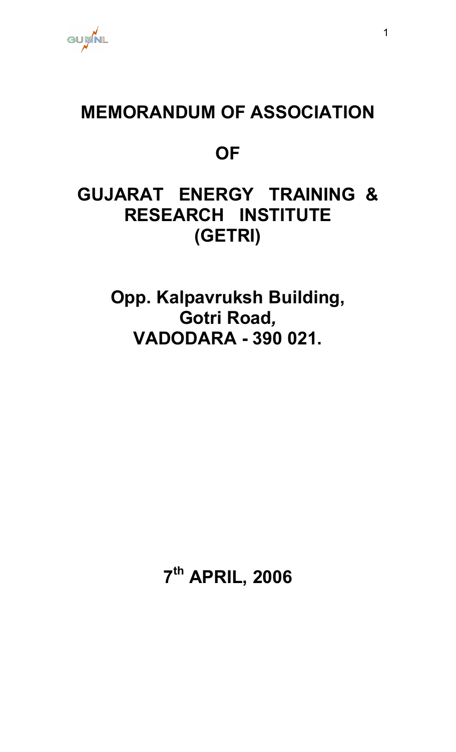# MEMORANDUM OF ASSOCIATION

# OF

# GUJARAT ENERGY TRAINING & RESEARCH INSTITUTE (GETRI)

**Opp. Kalpavruksh Building,**
**Gotri Road,**
**VADODARA - 390 021.**

**7th APRIL, 2006**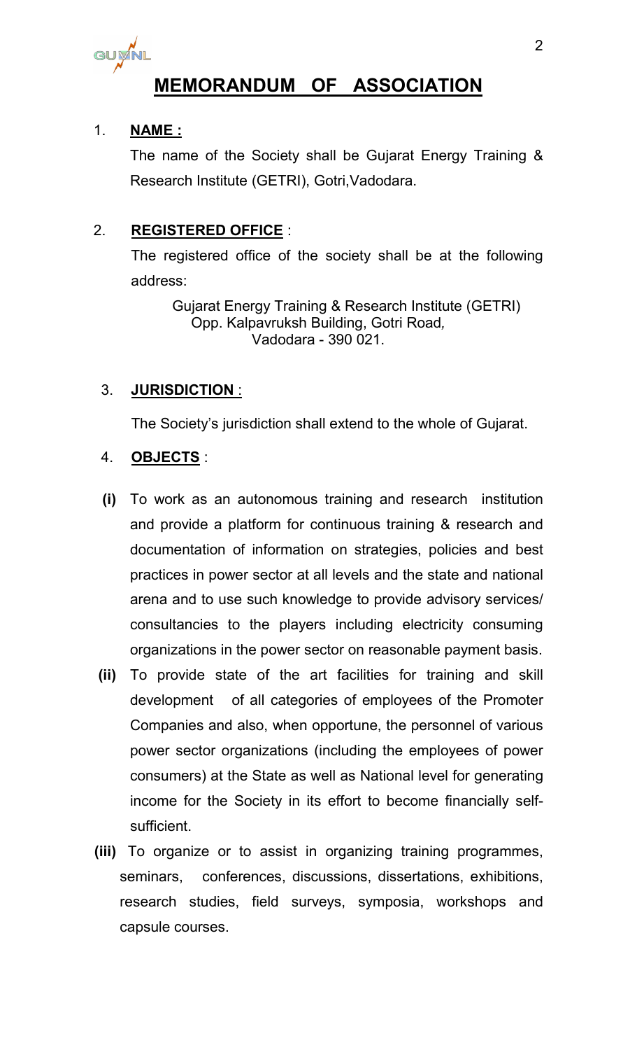# MEMORANDUM OF ASSOCIATION

1. **NAME :**

   The name of the Society shall be Gujarat Energy Training & Research Institute (GETRI), Gotri,Vadodara.

2. **REGISTERED OFFICE** :

   The registered office of the society shall be at the following address:

   Gujarat Energy Training & Research Institute (GETRI)
   Opp. Kalpavruksh Building, Gotri Road,
   Vadodara - 390 021.

3. **JURISDICTION** :

   The Society's jurisdiction shall extend to the whole of Gujarat.

4. **OBJECTS** :

**(i)** To work as an autonomous training and research institution and provide a platform for continuous training & research and documentation of information on strategies, policies and best practices in power sector at all levels and the state and national arena and to use such knowledge to provide advisory services/ consultancies to the players including electricity consuming organizations in the power sector on reasonable payment basis.

**(ii)** To provide state of the art facilities for training and skill development of all categories of employees of the Promoter Companies and also, when opportune, the personnel of various power sector organizations (including the employees of power consumers) at the State as well as National level for generating income for the Society in its effort to become financially self-sufficient.

**(iii)** To organize or to assist in organizing training programmes, seminars, conferences, discussions, dissertations, exhibitions, research studies, field surveys, symposia, workshops and capsule courses.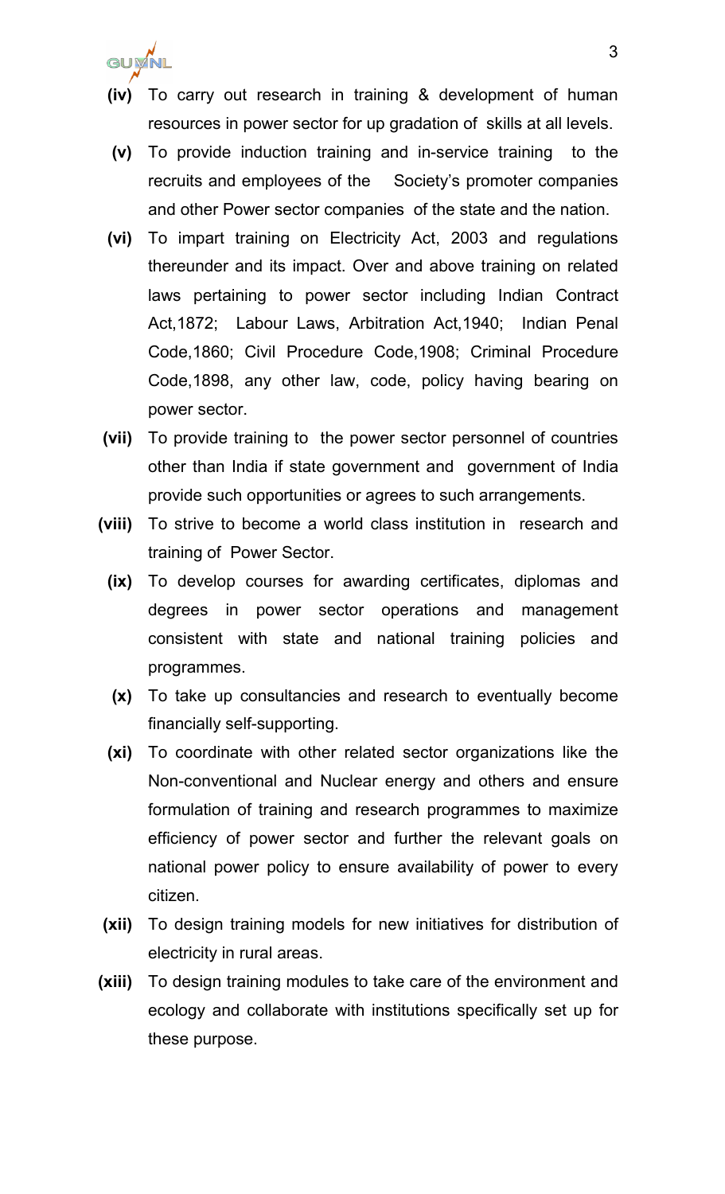- **(iv)** To carry out research in training & development of human resources in power sector for up gradation of skills at all levels.
- **(v)** To provide induction training and in-service training to the recruits and employees of the Society's promoter companies and other Power sector companies of the state and the nation.
- **(vi)** To impart training on Electricity Act, 2003 and regulations thereunder and its impact. Over and above training on related laws pertaining to power sector including Indian Contract Act,1872; Labour Laws, Arbitration Act,1940; Indian Penal Code,1860; Civil Procedure Code,1908; Criminal Procedure Code,1898, any other law, code, policy having bearing on power sector.
- **(vii)** To provide training to the power sector personnel of countries other than India if state government and government of India provide such opportunities or agrees to such arrangements.
- **(viii)** To strive to become a world class institution in research and training of Power Sector.
- **(ix)** To develop courses for awarding certificates, diplomas and degrees in power sector operations and management consistent with state and national training policies and programmes.
- **(x)** To take up consultancies and research to eventually become financially self-supporting.
- **(xi)** To coordinate with other related sector organizations like the Non-conventional and Nuclear energy and others and ensure formulation of training and research programmes to maximize efficiency of power sector and further the relevant goals on national power policy to ensure availability of power to every citizen.
- **(xii)** To design training models for new initiatives for distribution of electricity in rural areas.
- **(xiii)** To design training modules to take care of the environment and ecology and collaborate with institutions specifically set up for these purpose.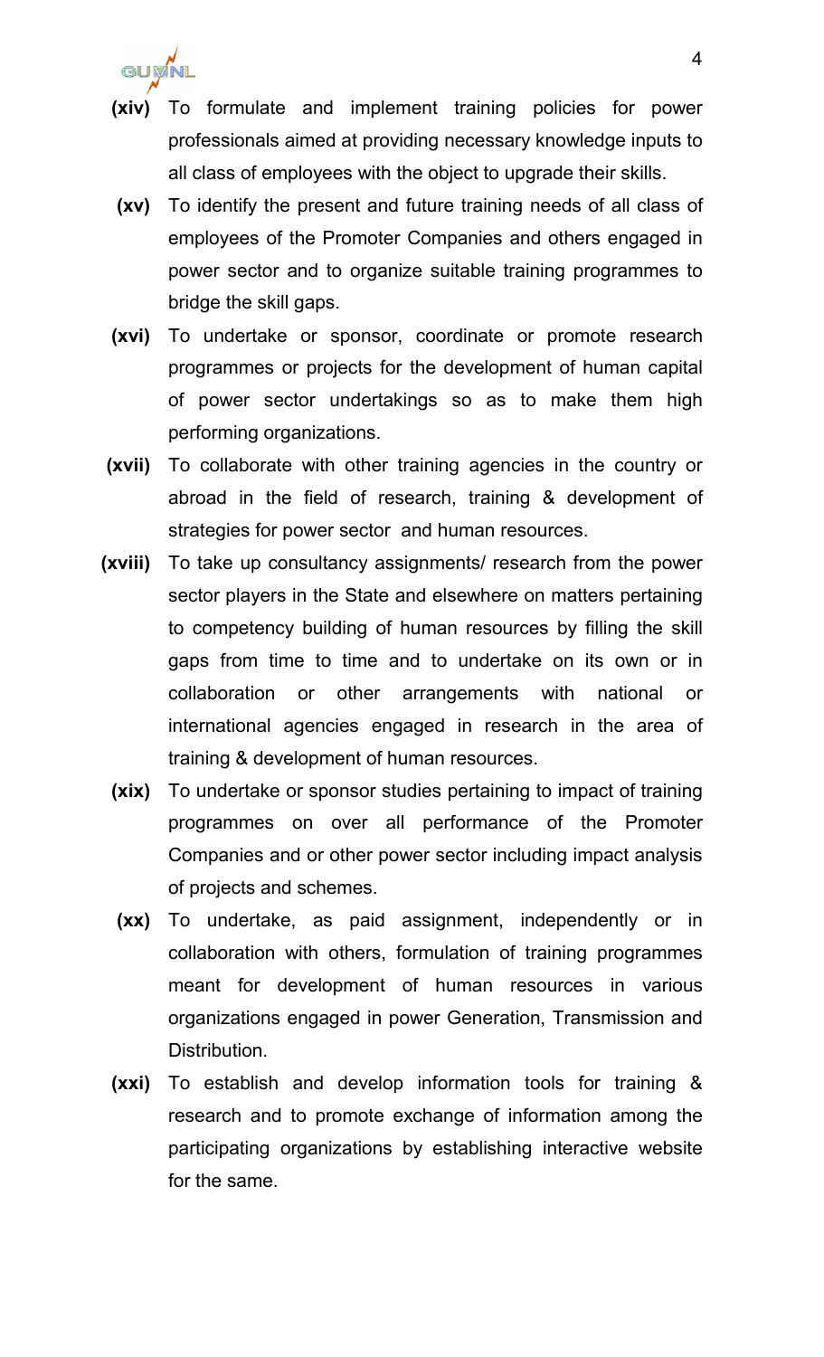**(xiv)** To formulate and implement training policies for power professionals aimed at providing necessary knowledge inputs to all class of employees with the object to upgrade their skills.

**(xv)** To identify the present and future training needs of all class of employees of the Promoter Companies and others engaged in power sector and to organize suitable training programmes to bridge the skill gaps.

**(xvi)** To undertake or sponsor, coordinate or promote research programmes or projects for the development of human capital of power sector undertakings so as to make them high performing organizations.

**(xvii)** To collaborate with other training agencies in the country or abroad in the field of research, training & development of strategies for power sector and human resources.

**(xviii)** To take up consultancy assignments/ research from the power sector players in the State and elsewhere on matters pertaining to competency building of human resources by filling the skill gaps from time to time and to undertake on its own or in collaboration or other arrangements with national or international agencies engaged in research in the area of training & development of human resources.

**(xix)** To undertake or sponsor studies pertaining to impact of training programmes on over all performance of the Promoter Companies and or other power sector including impact analysis of projects and schemes.

**(xx)** To undertake, as paid assignment, independently or in collaboration with others, formulation of training programmes meant for development of human resources in various organizations engaged in power Generation, Transmission and Distribution.

**(xxi)** To establish and develop information tools for training & research and to promote exchange of information among the participating organizations by establishing interactive website for the same.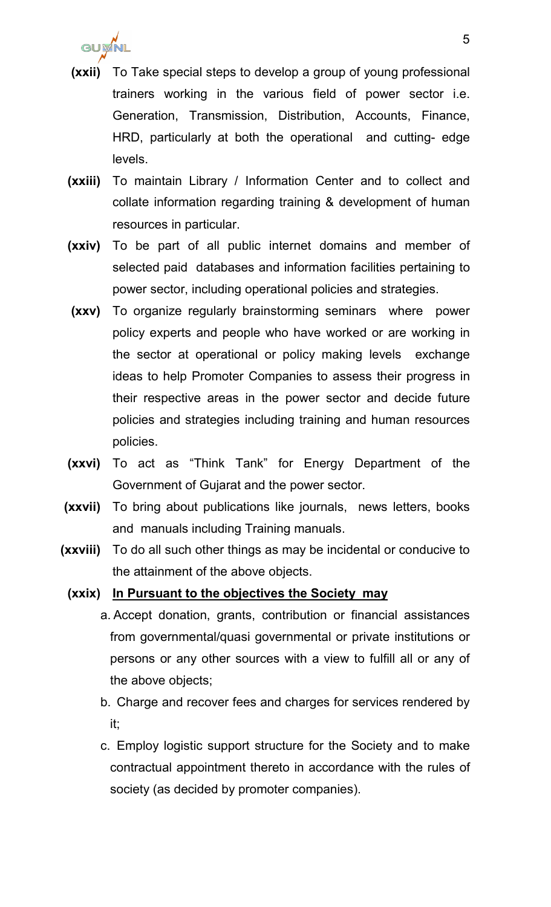**(xxii)** To Take special steps to develop a group of young professional trainers working in the various field of power sector i.e. Generation, Transmission, Distribution, Accounts, Finance, HRD, particularly at both the operational and cutting- edge levels.

**(xxiii)** To maintain Library / Information Center and to collect and collate information regarding training & development of human resources in particular.

**(xxiv)** To be part of all public internet domains and member of selected paid databases and information facilities pertaining to power sector, including operational policies and strategies.

**(xxv)** To organize regularly brainstorming seminars where power policy experts and people who have worked or are working in the sector at operational or policy making levels exchange ideas to help Promoter Companies to assess their progress in their respective areas in the power sector and decide future policies and strategies including training and human resources policies.

**(xxvi)** To act as "Think Tank" for Energy Department of the Government of Gujarat and the power sector.

**(xxvii)** To bring about publications like journals, news letters, books and manuals including Training manuals.

**(xxviii)** To do all such other things as may be incidental or conducive to the attainment of the above objects.

**(xxix)** **<u>In Pursuant to the objectives the Society may</u>**

a. Accept donation, grants, contribution or financial assistances from governmental/quasi governmental or private institutions or persons or any other sources with a view to fulfill all or any of the above objects;

b. Charge and recover fees and charges for services rendered by it;

c. Employ logistic support structure for the Society and to make contractual appointment thereto in accordance with the rules of society (as decided by promoter companies).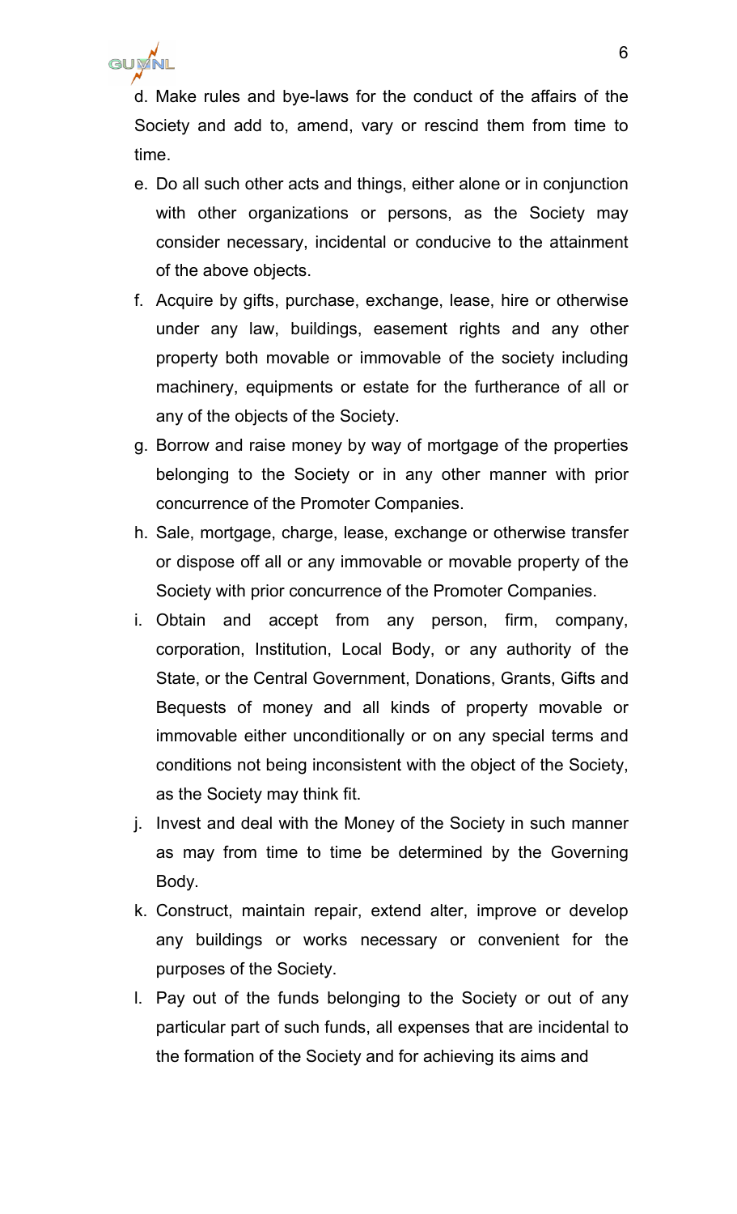d. Make rules and bye-laws for the conduct of the affairs of the Society and add to, amend, vary or rescind them from time to time.

e. Do all such other acts and things, either alone or in conjunction with other organizations or persons, as the Society may consider necessary, incidental or conducive to the attainment of the above objects.

f. Acquire by gifts, purchase, exchange, lease, hire or otherwise under any law, buildings, easement rights and any other property both movable or immovable of the society including machinery, equipments or estate for the furtherance of all or any of the objects of the Society.

g. Borrow and raise money by way of mortgage of the properties belonging to the Society or in any other manner with prior concurrence of the Promoter Companies.

h. Sale, mortgage, charge, lease, exchange or otherwise transfer or dispose off all or any immovable or movable property of the Society with prior concurrence of the Promoter Companies.

i. Obtain and accept from any person, firm, company, corporation, Institution, Local Body, or any authority of the State, or the Central Government, Donations, Grants, Gifts and Bequests of money and all kinds of property movable or immovable either unconditionally or on any special terms and conditions not being inconsistent with the object of the Society, as the Society may think fit.

j. Invest and deal with the Money of the Society in such manner as may from time to time be determined by the Governing Body.

k. Construct, maintain repair, extend alter, improve or develop any buildings or works necessary or convenient for the purposes of the Society.

l. Pay out of the funds belonging to the Society or out of any particular part of such funds, all expenses that are incidental to the formation of the Society and for achieving its aims and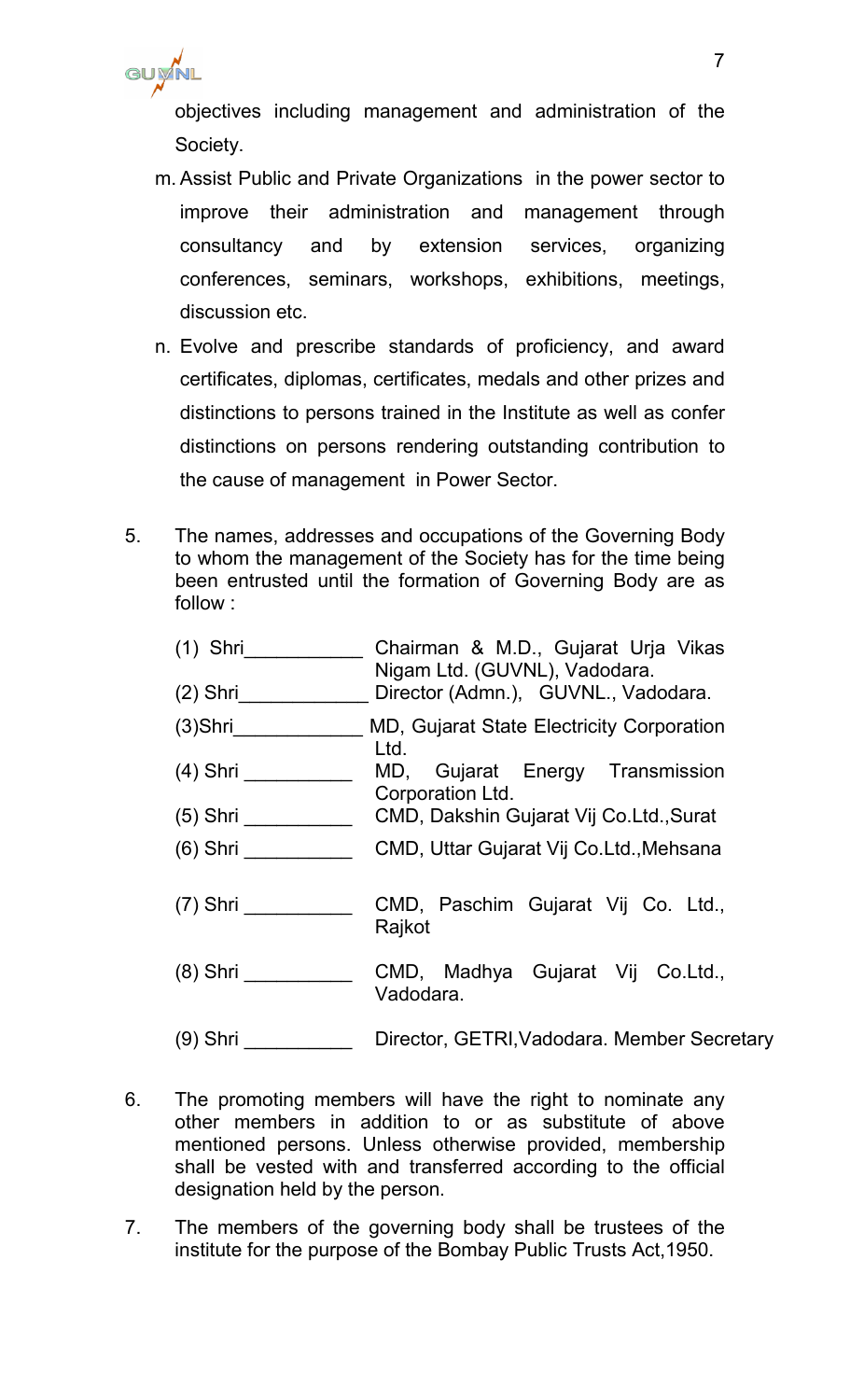objectives including management and administration of the Society.

m. Assist Public and Private Organizations in the power sector to improve their administration and management through consultancy and by extension services, organizing conferences, seminars, workshops, exhibitions, meetings, discussion etc.

n. Evolve and prescribe standards of proficiency, and award certificates, diplomas, certificates, medals and other prizes and distinctions to persons trained in the Institute as well as confer distinctions on persons rendering outstanding contribution to the cause of management in Power Sector.

5. The names, addresses and occupations of the Governing Body to whom the management of the Society has for the time being been entrusted until the formation of Governing Body are as follow :

| | |
|---|---|
| (1) Shri___________ | Chairman & M.D., Gujarat Urja Vikas Nigam Ltd. (GUVNL), Vadodara. |
| (2) Shri____________ | Director (Admn.), GUVNL., Vadodara. |
| (3)Shri____________ | MD, Gujarat State Electricity Corporation Ltd. |
| (4) Shri __________ | MD, Gujarat Energy Transmission Corporation Ltd. |
| (5) Shri __________ | CMD, Dakshin Gujarat Vij Co.Ltd.,Surat |
| (6) Shri __________ | CMD, Uttar Gujarat Vij Co.Ltd.,Mehsana |
| (7) Shri __________ | CMD, Paschim Gujarat Vij Co. Ltd., Rajkot |
| (8) Shri __________ | CMD, Madhya Gujarat Vij Co.Ltd., Vadodara. |
| (9) Shri __________ | Director, GETRI,Vadodara. Member Secretary |

6. The promoting members will have the right to nominate any other members in addition to or as substitute of above mentioned persons. Unless otherwise provided, membership shall be vested with and transferred according to the official designation held by the person.

7. The members of the governing body shall be trustees of the institute for the purpose of the Bombay Public Trusts Act,1950.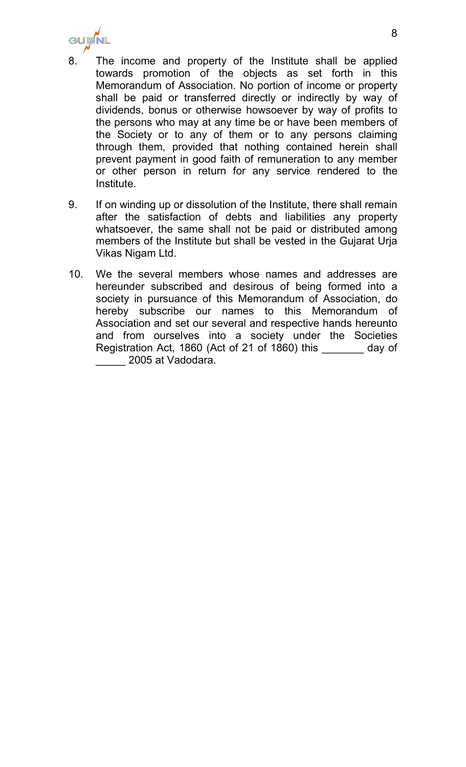8. The income and property of the Institute shall be applied towards promotion of the objects as set forth in this Memorandum of Association. No portion of income or property shall be paid or transferred directly or indirectly by way of dividends, bonus or otherwise howsoever by way of profits to the persons who may at any time be or have been members of the Society or to any of them or to any persons claiming through them, provided that nothing contained herein shall prevent payment in good faith of remuneration to any member or other person in return for any service rendered to the Institute.

9. If on winding up or dissolution of the Institute, there shall remain after the satisfaction of debts and liabilities any property whatsoever, the same shall not be paid or distributed among members of the Institute but shall be vested in the Gujarat Urja Vikas Nigam Ltd.

10. We the several members whose names and addresses are hereunder subscribed and desirous of being formed into a society in pursuance of this Memorandum of Association, do hereby subscribe our names to this Memorandum of Association and set our several and respective hands hereunto and from ourselves into a society under the Societies Registration Act, 1860 (Act of 21 of 1860) this _______ day of _____ 2005 at Vadodara.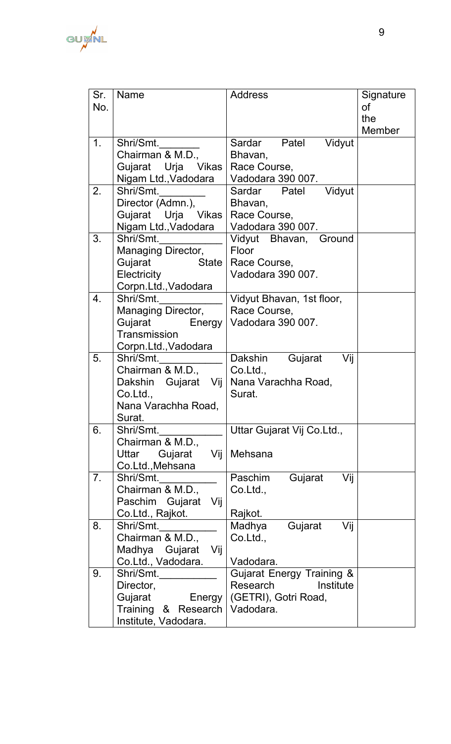| Sr. No. | Name | Address | Signature of the Member |
|---|---|---|---|
| 1. | Shri/Smt._______ Chairman & M.D., Gujarat Urja Vikas Nigam Ltd.,Vadodara | Sardar Patel Vidyut Bhavan, Race Course, Vadodara 390 007. | |
| 2. | Shri/Smt.________ Director (Admn.), Gujarat Urja Vikas Nigam Ltd.,Vadodara | Sardar Patel Vidyut Bhavan, Race Course, Vadodara 390 007. | |
| 3. | Shri/Smt.__________ Managing Director, Gujarat State Electricity Corpn.Ltd.,Vadodara | Vidyut Bhavan, Ground Floor Race Course, Vadodara 390 007. | |
| 4. | Shri/Smt.___________ Managing Director, Gujarat Energy Transmission Corpn.Ltd.,Vadodara | Vidyut Bhavan, 1st floor, Race Course, Vadodara 390 007. | |
| 5. | Shri/Smt.___________ Chairman & M.D., Dakshin Gujarat Vij Co.Ltd., Nana Varachha Road, Surat. | Dakshin Gujarat Vij Co.Ltd., Nana Varachha Road, Surat. | |
| 6. | Shri/Smt.___________ Chairman & M.D., Uttar Gujarat Vij Co.Ltd.,Mehsana | Uttar Gujarat Vij Co.Ltd., Mehsana | |
| 7. | Shri/Smt.__________ Chairman & M.D., Paschim Gujarat Vij Co.Ltd., Rajkot. | Paschim Gujarat Vij Co.Ltd., Rajkot. | |
| 8. | Shri/Smt.__________ Chairman & M.D., Madhya Gujarat Vij Co.Ltd., Vadodara. | Madhya Gujarat Vij Co.Ltd., Vadodara. | |
| 9. | Shri/Smt.__________ Director, Gujarat Energy Training & Research Institute, Vadodara. | Gujarat Energy Training & Research Institute (GETRI), Gotri Road, Vadodara. | |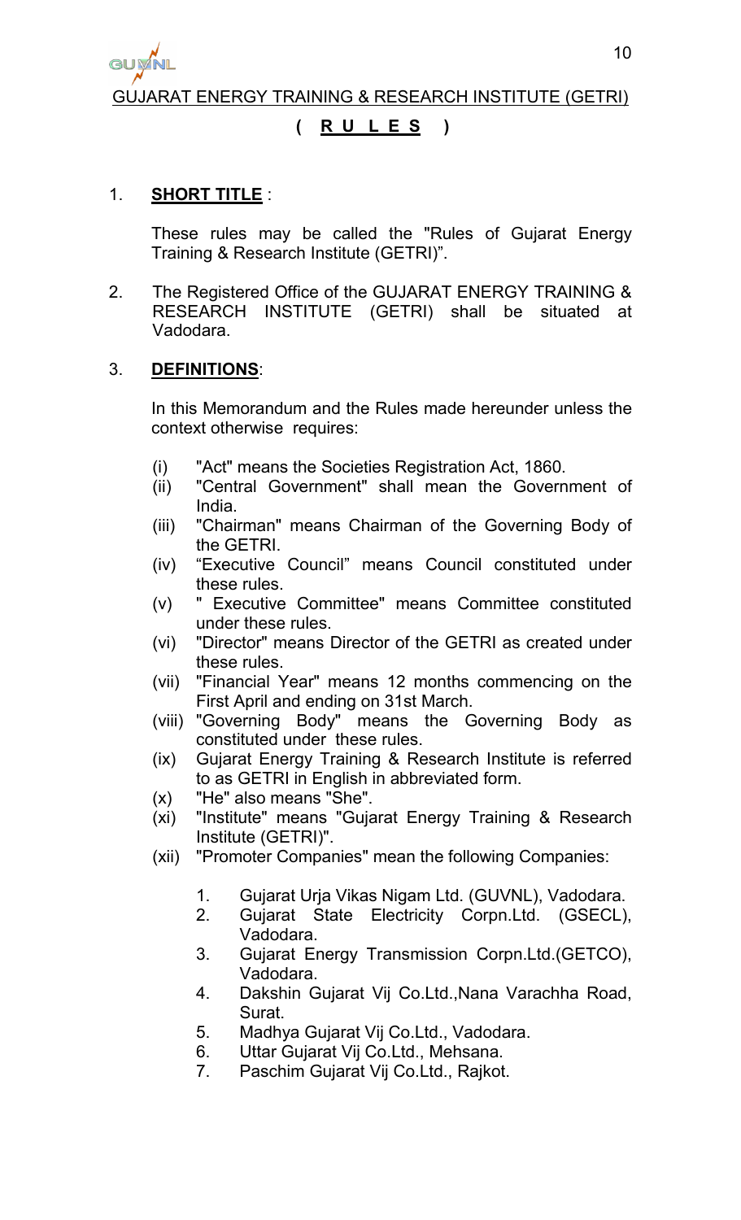GUJARAT ENERGY TRAINING & RESEARCH INSTITUTE (GETRI)

# ( **R U L E S** )

1. **SHORT TITLE** :

   These rules may be called the "Rules of Gujarat Energy Training & Research Institute (GETRI)".

2. The Registered Office of the GUJARAT ENERGY TRAINING & RESEARCH INSTITUTE (GETRI) shall be situated at Vadodara.

3. **DEFINITIONS**:

   In this Memorandum and the Rules made hereunder unless the context otherwise requires:

   (i) "Act" means the Societies Registration Act, 1860.
   (ii) "Central Government" shall mean the Government of India.
   (iii) "Chairman" means Chairman of the Governing Body of the GETRI.
   (iv) "Executive Council" means Council constituted under these rules.
   (v) " Executive Committee" means Committee constituted under these rules.
   (vi) "Director" means Director of the GETRI as created under these rules.
   (vii) "Financial Year" means 12 months commencing on the First April and ending on 31st March.
   (viii) "Governing Body" means the Governing Body as constituted under these rules.
   (ix) Gujarat Energy Training & Research Institute is referred to as GETRI in English in abbreviated form.
   (x) "He" also means "She".
   (xi) "Institute" means "Gujarat Energy Training & Research Institute (GETRI)".
   (xii) "Promoter Companies" mean the following Companies:

      1. Gujarat Urja Vikas Nigam Ltd. (GUVNL), Vadodara.
      2. Gujarat State Electricity Corpn.Ltd. (GSECL), Vadodara.
      3. Gujarat Energy Transmission Corpn.Ltd.(GETCO), Vadodara.
      4. Dakshin Gujarat Vij Co.Ltd.,Nana Varachha Road, Surat.
      5. Madhya Gujarat Vij Co.Ltd., Vadodara.
      6. Uttar Gujarat Vij Co.Ltd., Mehsana.
      7. Paschim Gujarat Vij Co.Ltd., Rajkot.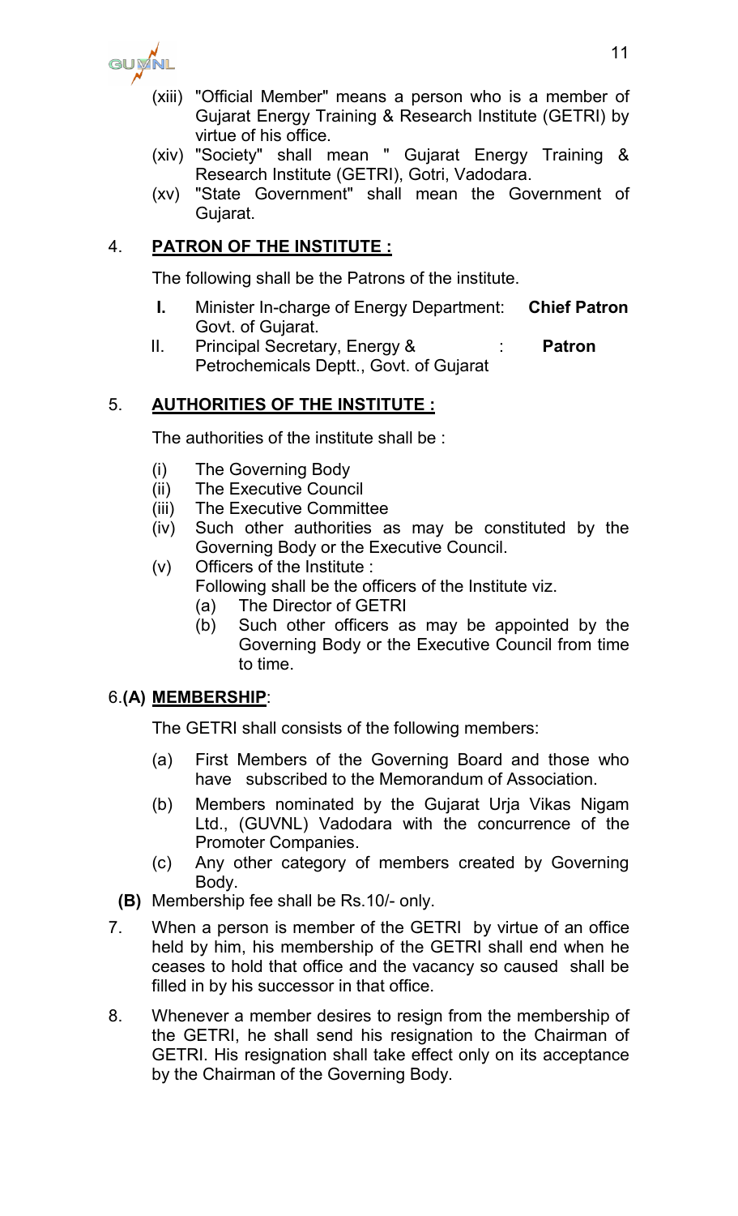(xiii) "Official Member" means a person who is a member of Gujarat Energy Training & Research Institute (GETRI) by virtue of his office.

(xiv) "Society" shall mean " Gujarat Energy Training & Research Institute (GETRI), Gotri, Vadodara.

(xv) "State Government" shall mean the Government of Gujarat.

## 4. **PATRON OF THE INSTITUTE :**

The following shall be the Patrons of the institute.

| | | |
|---|---|---|
| **I.** | Minister In-charge of Energy Department: Govt. of Gujarat. | **Chief Patron** |
| II. | Principal Secretary, Energy & Petrochemicals Deptt., Govt. of Gujarat : | **Patron** |

## 5. **AUTHORITIES OF THE INSTITUTE :**

The authorities of the institute shall be :

(i) The Governing Body
(ii) The Executive Council
(iii) The Executive Committee
(iv) Such other authorities as may be constituted by the Governing Body or the Executive Council.
(v) Officers of the Institute :
Following shall be the officers of the Institute viz.
  (a) The Director of GETRI
  (b) Such other officers as may be appointed by the Governing Body or the Executive Council from time to time.

## 6.**(A) MEMBERSHIP**:

The GETRI shall consists of the following members:

(a) First Members of the Governing Board and those who have subscribed to the Memorandum of Association.
(b) Members nominated by the Gujarat Urja Vikas Nigam Ltd., (GUVNL) Vadodara with the concurrence of the Promoter Companies.
(c) Any other category of members created by Governing Body.

**(B)** Membership fee shall be Rs.10/- only.

7. When a person is member of the GETRI by virtue of an office held by him, his membership of the GETRI shall end when he ceases to hold that office and the vacancy so caused shall be filled in by his successor in that office.

8. Whenever a member desires to resign from the membership of the GETRI, he shall send his resignation to the Chairman of GETRI. His resignation shall take effect only on its acceptance by the Chairman of the Governing Body.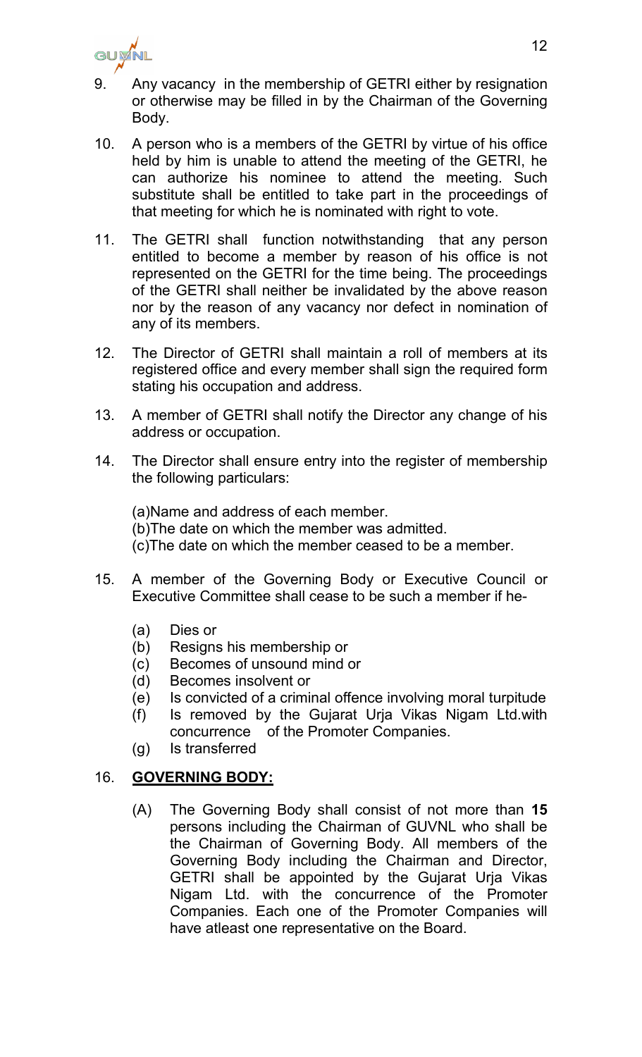9. Any vacancy in the membership of GETRI either by resignation or otherwise may be filled in by the Chairman of the Governing Body.

10. A person who is a members of the GETRI by virtue of his office held by him is unable to attend the meeting of the GETRI, he can authorize his nominee to attend the meeting. Such substitute shall be entitled to take part in the proceedings of that meeting for which he is nominated with right to vote.

11. The GETRI shall function notwithstanding that any person entitled to become a member by reason of his office is not represented on the GETRI for the time being. The proceedings of the GETRI shall neither be invalidated by the above reason nor by the reason of any vacancy nor defect in nomination of any of its members.

12. The Director of GETRI shall maintain a roll of members at its registered office and every member shall sign the required form stating his occupation and address.

13. A member of GETRI shall notify the Director any change of his address or occupation.

14. The Director shall ensure entry into the register of membership the following particulars:

    (a)Name and address of each member.
    (b)The date on which the member was admitted.
    (c)The date on which the member ceased to be a member.

15. A member of the Governing Body or Executive Council or Executive Committee shall cease to be such a member if he-

    (a) Dies or
    (b) Resigns his membership or
    (c) Becomes of unsound mind or
    (d) Becomes insolvent or
    (e) Is convicted of a criminal offence involving moral turpitude
    (f) Is removed by the Gujarat Urja Vikas Nigam Ltd.with concurrence of the Promoter Companies.
    (g) Is transferred

16. **GOVERNING BODY:**

    (A) The Governing Body shall consist of not more than **15** persons including the Chairman of GUVNL who shall be the Chairman of Governing Body. All members of the Governing Body including the Chairman and Director, GETRI shall be appointed by the Gujarat Urja Vikas Nigam Ltd. with the concurrence of the Promoter Companies. Each one of the Promoter Companies will have atleast one representative on the Board.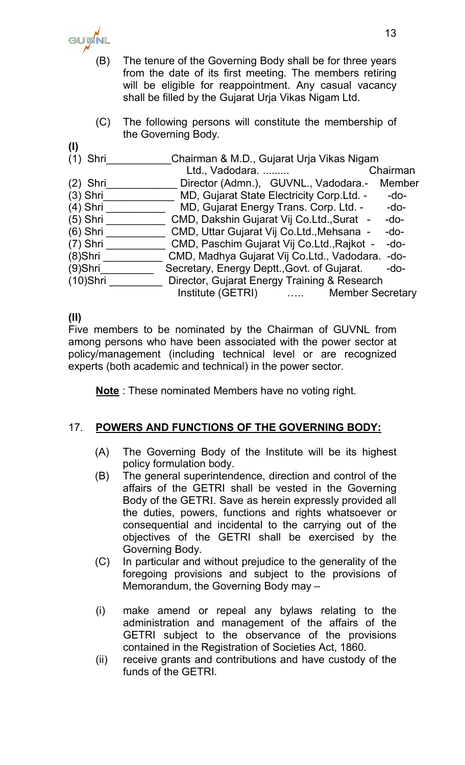(B) The tenure of the Governing Body shall be for three years from the date of its first meeting. The members retiring will be eligible for reappointment. Any casual vacancy shall be filled by the Gujarat Urja Vikas Nigam Ltd.

(C) The following persons will constitute the membership of the Governing Body.

**(I)**

| | | |
|---|---|---|
| (1) Shri___________ | Chairman & M.D., Gujarat Urja Vikas Nigam Ltd., Vadodara. ......... | Chairman |
| (2) Shri____________ | Director (Admn.), GUVNL., Vadodara.- | Member |
| (3) Shri____________ | MD, Gujarat State Electricity Corp.Ltd. - | -do- |
| (4) Shri __________ | MD, Gujarat Energy Trans. Corp. Ltd. - | -do- |
| (5) Shri __________ | CMD, Dakshin Gujarat Vij Co.Ltd.,Surat - | -do- |
| (6) Shri __________ | CMD, Uttar Gujarat Vij Co.Ltd.,Mehsana - | -do- |
| (7) Shri __________ | CMD, Paschim Gujarat Vij Co.Ltd.,Rajkot - | -do- |
| (8)Shri __________ | CMD, Madhya Gujarat Vij Co.Ltd., Vadodara. | -do- |
| (9)Shri_________ | Secretary, Energy Deptt.,Govt. of Gujarat. | -do- |
| (10)Shri _________ | Director, Gujarat Energy Training & Research Institute (GETRI) ….. | Member Secretary |

**(II)**

Five members to be nominated by the Chairman of GUVNL from among persons who have been associated with the power sector at policy/management (including technical level or are recognized experts (both academic and technical) in the power sector.

**Note** : These nominated Members have no voting right.

17. **POWERS AND FUNCTIONS OF THE GOVERNING BODY:**

(A) The Governing Body of the Institute will be its highest policy formulation body.

(B) The general superintendence, direction and control of the affairs of the GETRI shall be vested in the Governing Body of the GETRI. Save as herein expressly provided all the duties, powers, functions and rights whatsoever or consequential and incidental to the carrying out of the objectives of the GETRI shall be exercised by the Governing Body.

(C) In particular and without prejudice to the generality of the foregoing provisions and subject to the provisions of Memorandum, the Governing Body may –

(i) make amend or repeal any bylaws relating to the administration and management of the affairs of the GETRI subject to the observance of the provisions contained in the Registration of Societies Act, 1860.

(ii) receive grants and contributions and have custody of the funds of the GETRI.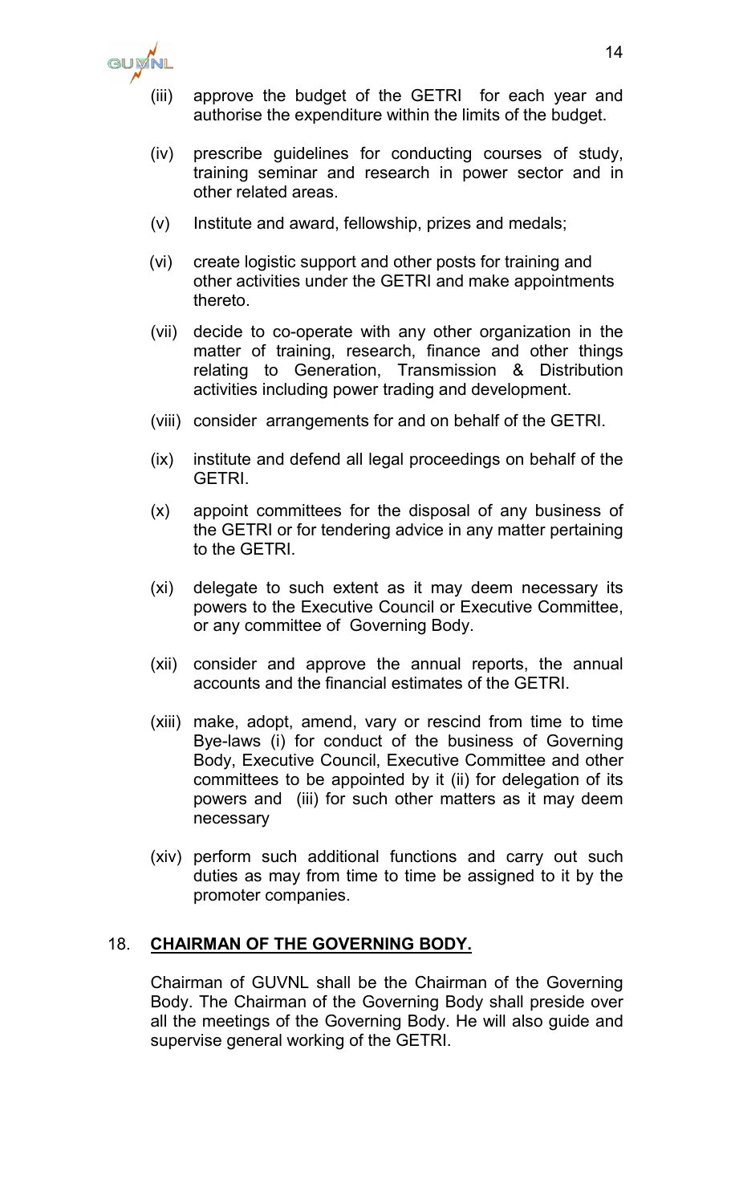(iii) approve the budget of the GETRI for each year and authorise the expenditure within the limits of the budget.

(iv) prescribe guidelines for conducting courses of study, training seminar and research in power sector and in other related areas.

(v) Institute and award, fellowship, prizes and medals;

(vi) create logistic support and other posts for training and other activities under the GETRI and make appointments thereto.

(vii) decide to co-operate with any other organization in the matter of training, research, finance and other things relating to Generation, Transmission & Distribution activities including power trading and development.

(viii) consider arrangements for and on behalf of the GETRI.

(ix) institute and defend all legal proceedings on behalf of the GETRI.

(x) appoint committees for the disposal of any business of the GETRI or for tendering advice in any matter pertaining to the GETRI.

(xi) delegate to such extent as it may deem necessary its powers to the Executive Council or Executive Committee, or any committee of Governing Body.

(xii) consider and approve the annual reports, the annual accounts and the financial estimates of the GETRI.

(xiii) make, adopt, amend, vary or rescind from time to time Bye-laws (i) for conduct of the business of Governing Body, Executive Council, Executive Committee and other committees to be appointed by it (ii) for delegation of its powers and (iii) for such other matters as it may deem necessary

(xiv) perform such additional functions and carry out such duties as may from time to time be assigned to it by the promoter companies.

18. **CHAIRMAN OF THE GOVERNING BODY.**

Chairman of GUVNL shall be the Chairman of the Governing Body. The Chairman of the Governing Body shall preside over all the meetings of the Governing Body. He will also guide and supervise general working of the GETRI.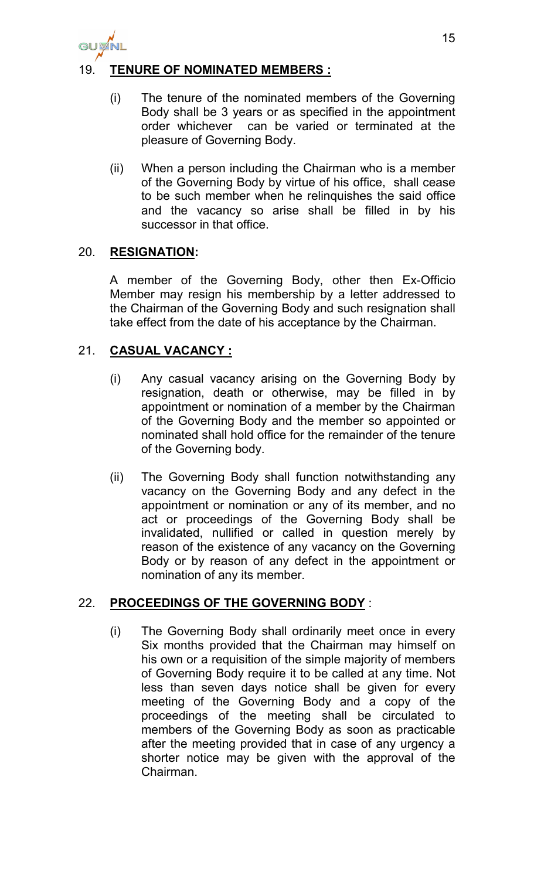## 19. **TENURE OF NOMINATED MEMBERS :**

(i) The tenure of the nominated members of the Governing Body shall be 3 years or as specified in the appointment order whichever can be varied or terminated at the pleasure of Governing Body.

(ii) When a person including the Chairman who is a member of the Governing Body by virtue of his office, shall cease to be such member when he relinquishes the said office and the vacancy so arise shall be filled in by his successor in that office.

## 20. **RESIGNATION:**

A member of the Governing Body, other then Ex-Officio Member may resign his membership by a letter addressed to the Chairman of the Governing Body and such resignation shall take effect from the date of his acceptance by the Chairman.

## 21. **CASUAL VACANCY :**

(i) Any casual vacancy arising on the Governing Body by resignation, death or otherwise, may be filled in by appointment or nomination of a member by the Chairman of the Governing Body and the member so appointed or nominated shall hold office for the remainder of the tenure of the Governing body.

(ii) The Governing Body shall function notwithstanding any vacancy on the Governing Body and any defect in the appointment or nomination or any of its member, and no act or proceedings of the Governing Body shall be invalidated, nullified or called in question merely by reason of the existence of any vacancy on the Governing Body or by reason of any defect in the appointment or nomination of any its member.

## 22. **PROCEEDINGS OF THE GOVERNING BODY** :

(i) The Governing Body shall ordinarily meet once in every Six months provided that the Chairman may himself on his own or a requisition of the simple majority of members of Governing Body require it to be called at any time. Not less than seven days notice shall be given for every meeting of the Governing Body and a copy of the proceedings of the meeting shall be circulated to members of the Governing Body as soon as practicable after the meeting provided that in case of any urgency a shorter notice may be given with the approval of the Chairman.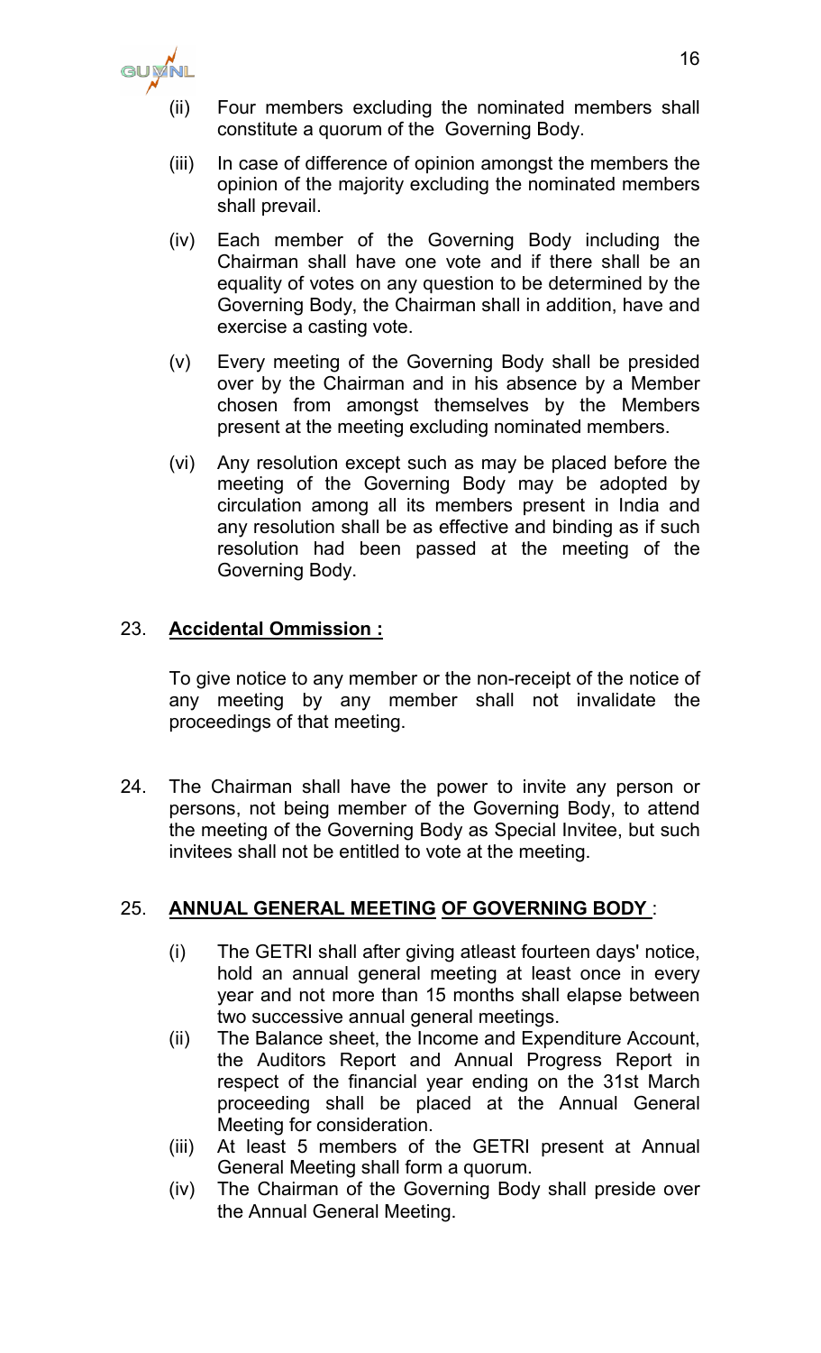(ii) Four members excluding the nominated members shall constitute a quorum of the Governing Body.

(iii) In case of difference of opinion amongst the members the opinion of the majority excluding the nominated members shall prevail.

(iv) Each member of the Governing Body including the Chairman shall have one vote and if there shall be an equality of votes on any question to be determined by the Governing Body, the Chairman shall in addition, have and exercise a casting vote.

(v) Every meeting of the Governing Body shall be presided over by the Chairman and in his absence by a Member chosen from amongst themselves by the Members present at the meeting excluding nominated members.

(vi) Any resolution except such as may be placed before the meeting of the Governing Body may be adopted by circulation among all its members present in India and any resolution shall be as effective and binding as if such resolution had been passed at the meeting of the Governing Body.

23. **Accidental Ommission :**

To give notice to any member or the non-receipt of the notice of any meeting by any member shall not invalidate the proceedings of that meeting.

24. The Chairman shall have the power to invite any person or persons, not being member of the Governing Body, to attend the meeting of the Governing Body as Special Invitee, but such invitees shall not be entitled to vote at the meeting.

25. **ANNUAL GENERAL MEETING OF GOVERNING BODY** :

(i) The GETRI shall after giving atleast fourteen days' notice, hold an annual general meeting at least once in every year and not more than 15 months shall elapse between two successive annual general meetings.

(ii) The Balance sheet, the Income and Expenditure Account, the Auditors Report and Annual Progress Report in respect of the financial year ending on the 31st March proceeding shall be placed at the Annual General Meeting for consideration.

(iii) At least 5 members of the GETRI present at Annual General Meeting shall form a quorum.

(iv) The Chairman of the Governing Body shall preside over the Annual General Meeting.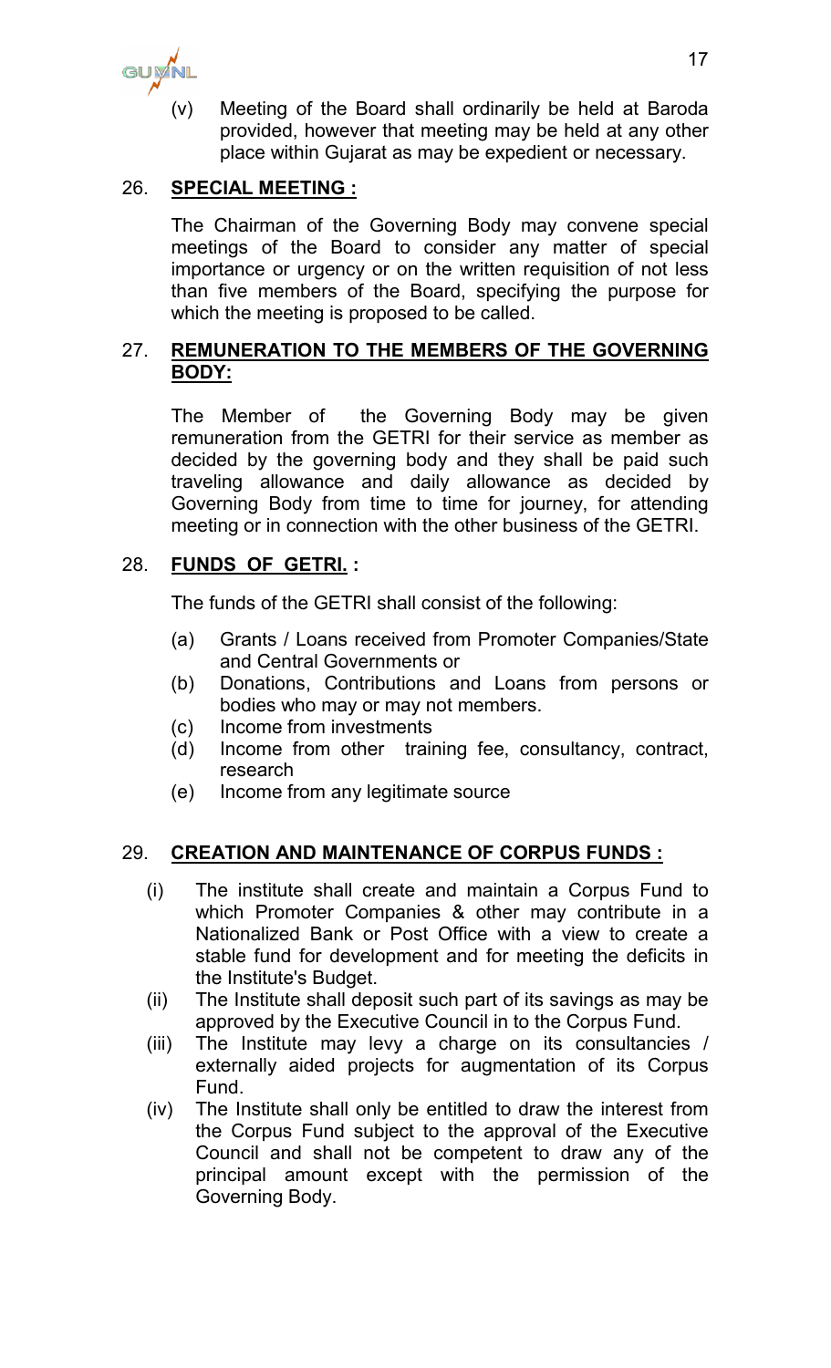(v) Meeting of the Board shall ordinarily be held at Baroda provided, however that meeting may be held at any other place within Gujarat as may be expedient or necessary.

26. **SPECIAL MEETING :**

The Chairman of the Governing Body may convene special meetings of the Board to consider any matter of special importance or urgency or on the written requisition of not less than five members of the Board, specifying the purpose for which the meeting is proposed to be called.

27. **REMUNERATION TO THE MEMBERS OF THE GOVERNING BODY:**

The Member of the Governing Body may be given remuneration from the GETRI for their service as member as decided by the governing body and they shall be paid such traveling allowance and daily allowance as decided by Governing Body from time to time for journey, for attending meeting or in connection with the other business of the GETRI.

28. **FUNDS OF GETRI. :**

The funds of the GETRI shall consist of the following:

(a) Grants / Loans received from Promoter Companies/State and Central Governments or
(b) Donations, Contributions and Loans from persons or bodies who may or may not members.
(c) Income from investments
(d) Income from other training fee, consultancy, contract, research
(e) Income from any legitimate source

29. **CREATION AND MAINTENANCE OF CORPUS FUNDS :**

(i) The institute shall create and maintain a Corpus Fund to which Promoter Companies & other may contribute in a Nationalized Bank or Post Office with a view to create a stable fund for development and for meeting the deficits in the Institute's Budget.
(ii) The Institute shall deposit such part of its savings as may be approved by the Executive Council in to the Corpus Fund.
(iii) The Institute may levy a charge on its consultancies / externally aided projects for augmentation of its Corpus Fund.
(iv) The Institute shall only be entitled to draw the interest from the Corpus Fund subject to the approval of the Executive Council and shall not be competent to draw any of the principal amount except with the permission of the Governing Body.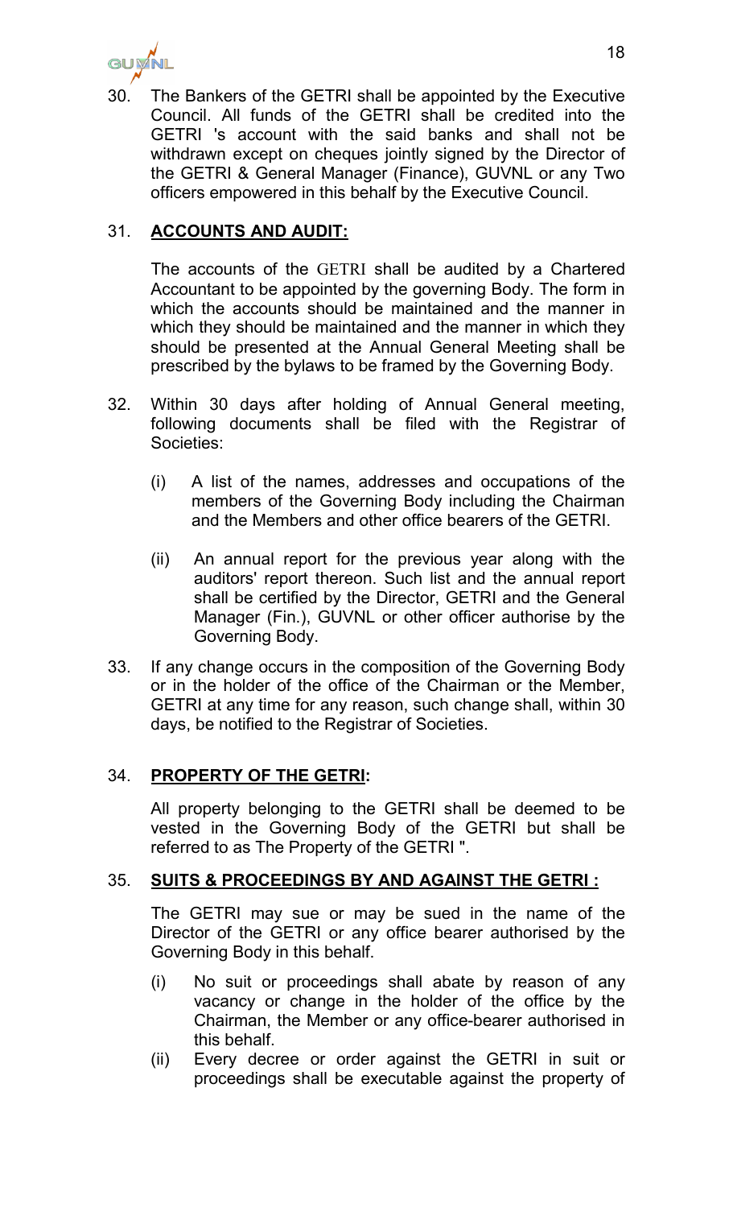30. The Bankers of the GETRI shall be appointed by the Executive Council. All funds of the GETRI shall be credited into the GETRI 's account with the said banks and shall not be withdrawn except on cheques jointly signed by the Director of the GETRI & General Manager (Finance), GUVNL or any Two officers empowered in this behalf by the Executive Council.

31. **ACCOUNTS AND AUDIT:**

The accounts of the GETRI shall be audited by a Chartered Accountant to be appointed by the governing Body. The form in which the accounts should be maintained and the manner in which they should be maintained and the manner in which they should be presented at the Annual General Meeting shall be prescribed by the bylaws to be framed by the Governing Body.

32. Within 30 days after holding of Annual General meeting, following documents shall be filed with the Registrar of Societies:

    (i) A list of the names, addresses and occupations of the members of the Governing Body including the Chairman and the Members and other office bearers of the GETRI.

    (ii) An annual report for the previous year along with the auditors' report thereon. Such list and the annual report shall be certified by the Director, GETRI and the General Manager (Fin.), GUVNL or other officer authorise by the Governing Body.

33. If any change occurs in the composition of the Governing Body or in the holder of the office of the Chairman or the Member, GETRI at any time for any reason, such change shall, within 30 days, be notified to the Registrar of Societies.

34. **PROPERTY OF THE GETRI:**

All property belonging to the GETRI shall be deemed to be vested in the Governing Body of the GETRI but shall be referred to as The Property of the GETRI ".

35. **SUITS & PROCEEDINGS BY AND AGAINST THE GETRI :**

The GETRI may sue or may be sued in the name of the Director of the GETRI or any office bearer authorised by the Governing Body in this behalf.

    (i) No suit or proceedings shall abate by reason of any vacancy or change in the holder of the office by the Chairman, the Member or any office-bearer authorised in this behalf.
    (ii) Every decree or order against the GETRI in suit or proceedings shall be executable against the property of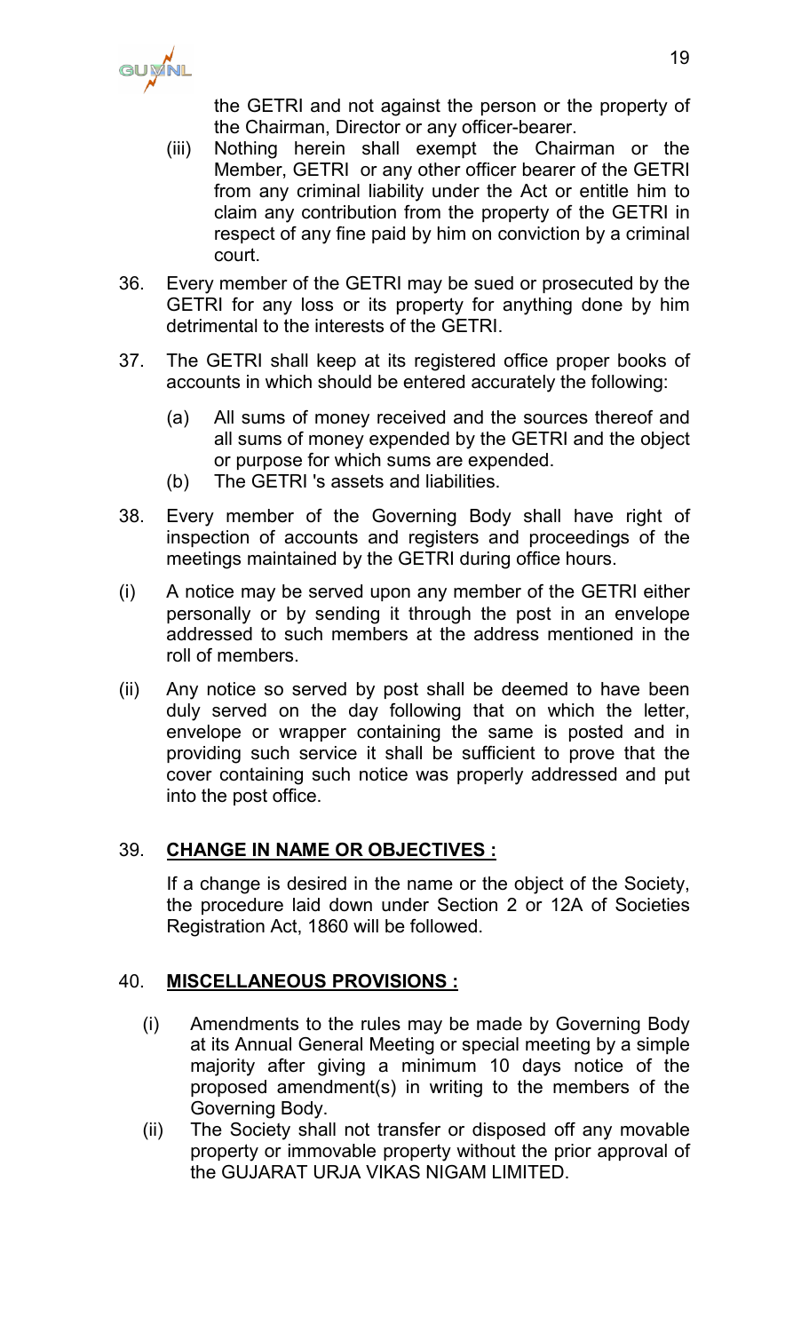the GETRI and not against the person or the property of the Chairman, Director or any officer-bearer.

(iii) Nothing herein shall exempt the Chairman or the Member, GETRI or any other officer bearer of the GETRI from any criminal liability under the Act or entitle him to claim any contribution from the property of the GETRI in respect of any fine paid by him on conviction by a criminal court.

36. Every member of the GETRI may be sued or prosecuted by the GETRI for any loss or its property for anything done by him detrimental to the interests of the GETRI.

37. The GETRI shall keep at its registered office proper books of accounts in which should be entered accurately the following:

    (a) All sums of money received and the sources thereof and all sums of money expended by the GETRI and the object or purpose for which sums are expended.
    (b) The GETRI 's assets and liabilities.

38. Every member of the Governing Body shall have right of inspection of accounts and registers and proceedings of the meetings maintained by the GETRI during office hours.

(i) A notice may be served upon any member of the GETRI either personally or by sending it through the post in an envelope addressed to such members at the address mentioned in the roll of members.

(ii) Any notice so served by post shall be deemed to have been duly served on the day following that on which the letter, envelope or wrapper containing the same is posted and in providing such service it shall be sufficient to prove that the cover containing such notice was properly addressed and put into the post office.

39. **CHANGE IN NAME OR OBJECTIVES :**

If a change is desired in the name or the object of the Society, the procedure laid down under Section 2 or 12A of Societies Registration Act, 1860 will be followed.

40. **MISCELLANEOUS PROVISIONS :**

(i) Amendments to the rules may be made by Governing Body at its Annual General Meeting or special meeting by a simple majority after giving a minimum 10 days notice of the proposed amendment(s) in writing to the members of the Governing Body.

(ii) The Society shall not transfer or disposed off any movable property or immovable property without the prior approval of the GUJARAT URJA VIKAS NIGAM LIMITED.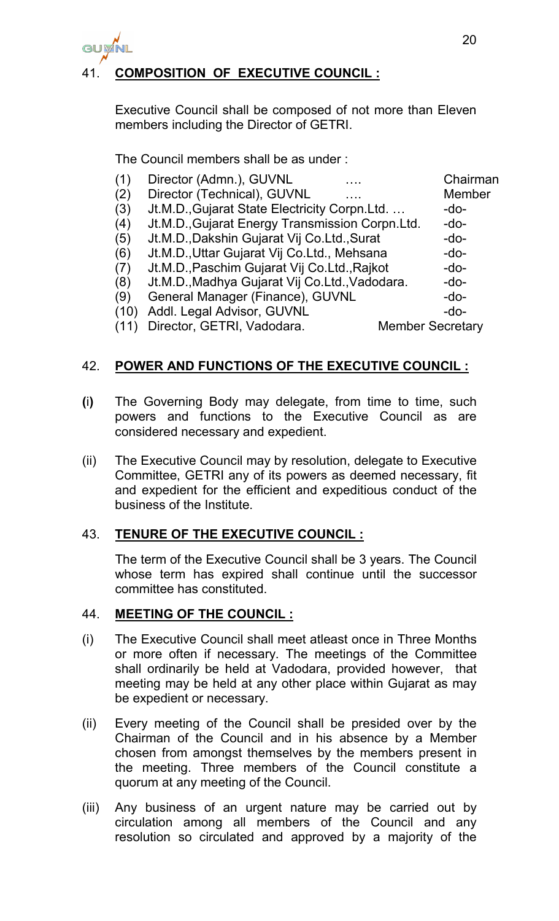## 41. COMPOSITION OF EXECUTIVE COUNCIL :

Executive Council shall be composed of not more than Eleven members including the Director of GETRI.

The Council members shall be as under :

| | | |
|---|---|---|
| (1) | Director (Admn.), GUVNL .... | Chairman |
| (2) | Director (Technical), GUVNL .... | Member |
| (3) | Jt.M.D.,Gujarat State Electricity Corpn.Ltd. ... | -do- |
| (4) | Jt.M.D.,Gujarat Energy Transmission Corpn.Ltd. | -do- |
| (5) | Jt.M.D.,Dakshin Gujarat Vij Co.Ltd.,Surat | -do- |
| (6) | Jt.M.D.,Uttar Gujarat Vij Co.Ltd., Mehsana | -do- |
| (7) | Jt.M.D.,Paschim Gujarat Vij Co.Ltd.,Rajkot | -do- |
| (8) | Jt.M.D.,Madhya Gujarat Vij Co.Ltd.,Vadodara. | -do- |
| (9) | General Manager (Finance), GUVNL | -do- |
| (10) | Addl. Legal Advisor, GUVNL | -do- |
| (11) | Director, GETRI, Vadodara. | Member Secretary |

## 42. POWER AND FUNCTIONS OF THE EXECUTIVE COUNCIL :

(i) The Governing Body may delegate, from time to time, such powers and functions to the Executive Council as are considered necessary and expedient.

(ii) The Executive Council may by resolution, delegate to Executive Committee, GETRI any of its powers as deemed necessary, fit and expedient for the efficient and expeditious conduct of the business of the Institute.

## 43. TENURE OF THE EXECUTIVE COUNCIL :

The term of the Executive Council shall be 3 years. The Council whose term has expired shall continue until the successor committee has constituted.

## 44. MEETING OF THE COUNCIL :

(i) The Executive Council shall meet atleast once in Three Months or more often if necessary. The meetings of the Committee shall ordinarily be held at Vadodara, provided however, that meeting may be held at any other place within Gujarat as may be expedient or necessary.

(ii) Every meeting of the Council shall be presided over by the Chairman of the Council and in his absence by a Member chosen from amongst themselves by the members present in the meeting. Three members of the Council constitute a quorum at any meeting of the Council.

(iii) Any business of an urgent nature may be carried out by circulation among all members of the Council and any resolution so circulated and approved by a majority of the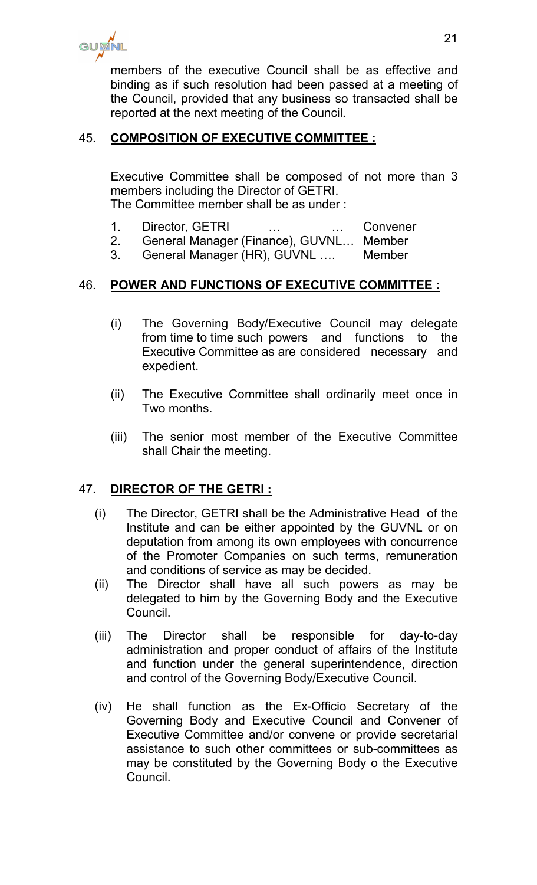members of the executive Council shall be as effective and binding as if such resolution had been passed at a meeting of the Council, provided that any business so transacted shall be reported at the next meeting of the Council.

## 45. COMPOSITION OF EXECUTIVE COMMITTEE :

Executive Committee shall be composed of not more than 3 members including the Director of GETRI.
The Committee member shall be as under :

1. Director, GETRI … … Convener
2. General Manager (Finance), GUVNL… Member
3. General Manager (HR), GUVNL …. Member

## 46. POWER AND FUNCTIONS OF EXECUTIVE COMMITTEE :

(i) The Governing Body/Executive Council may delegate from time to time such powers and functions to the Executive Committee as are considered necessary and expedient.

(ii) The Executive Committee shall ordinarily meet once in Two months.

(iii) The senior most member of the Executive Committee shall Chair the meeting.

## 47. DIRECTOR OF THE GETRI :

(i) The Director, GETRI shall be the Administrative Head of the Institute and can be either appointed by the GUVNL or on deputation from among its own employees with concurrence of the Promoter Companies on such terms, remuneration and conditions of service as may be decided.

(ii) The Director shall have all such powers as may be delegated to him by the Governing Body and the Executive Council.

(iii) The Director shall be responsible for day-to-day administration and proper conduct of affairs of the Institute and function under the general superintendence, direction and control of the Governing Body/Executive Council.

(iv) He shall function as the Ex-Officio Secretary of the Governing Body and Executive Council and Convener of Executive Committee and/or convene or provide secretarial assistance to such other committees or sub-committees as may be constituted by the Governing Body o the Executive Council.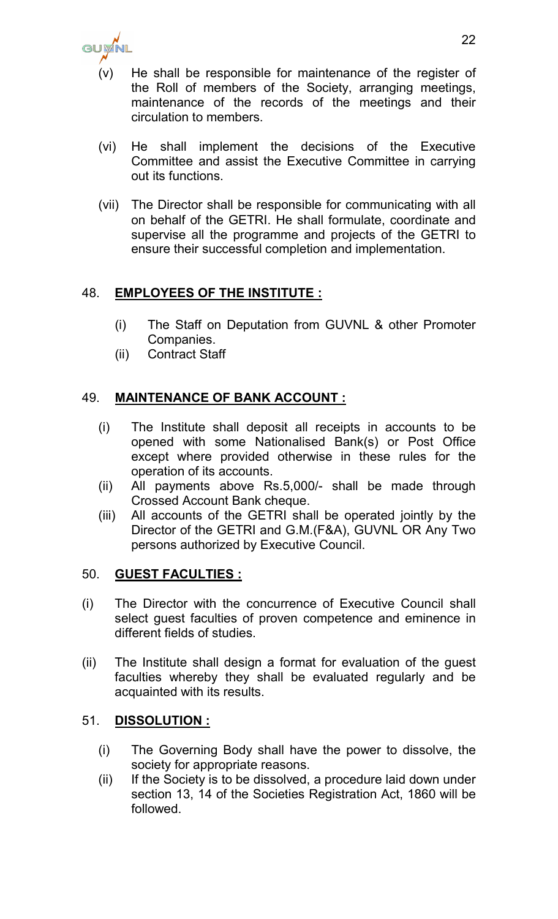(v) He shall be responsible for maintenance of the register of the Roll of members of the Society, arranging meetings, maintenance of the records of the meetings and their circulation to members.

(vi) He shall implement the decisions of the Executive Committee and assist the Executive Committee in carrying out its functions.

(vii) The Director shall be responsible for communicating with all on behalf of the GETRI. He shall formulate, coordinate and supervise all the programme and projects of the GETRI to ensure their successful completion and implementation.

## 48. EMPLOYEES OF THE INSTITUTE :

(i) The Staff on Deputation from GUVNL & other Promoter Companies.
(ii) Contract Staff

## 49. MAINTENANCE OF BANK ACCOUNT :

(i) The Institute shall deposit all receipts in accounts to be opened with some Nationalised Bank(s) or Post Office except where provided otherwise in these rules for the operation of its accounts.
(ii) All payments above Rs.5,000/- shall be made through Crossed Account Bank cheque.
(iii) All accounts of the GETRI shall be operated jointly by the Director of the GETRI and G.M.(F&A), GUVNL OR Any Two persons authorized by Executive Council.

## 50. GUEST FACULTIES :

(i) The Director with the concurrence of Executive Council shall select guest faculties of proven competence and eminence in different fields of studies.

(ii) The Institute shall design a format for evaluation of the guest faculties whereby they shall be evaluated regularly and be acquainted with its results.

## 51. DISSOLUTION :

(i) The Governing Body shall have the power to dissolve, the society for appropriate reasons.
(ii) If the Society is to be dissolved, a procedure laid down under section 13, 14 of the Societies Registration Act, 1860 will be followed.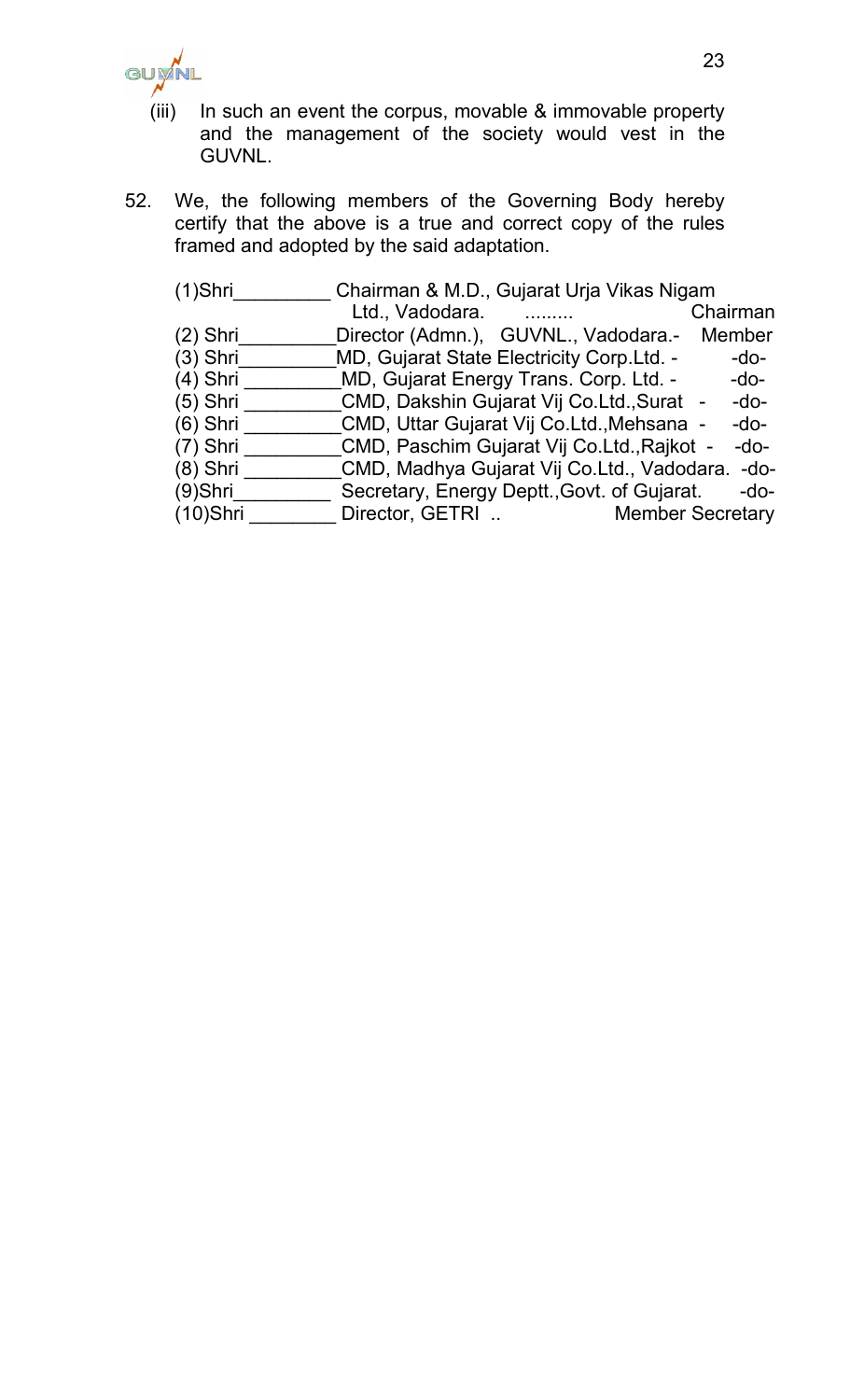(iii) In such an event the corpus, movable & immovable property and the management of the society would vest in the GUVNL.

52. We, the following members of the Governing Body hereby certify that the above is a true and correct copy of the rules framed and adopted by the said adaptation.

| | | |
|---|---|---|
| (1)Shri_________ | Chairman & M.D., Gujarat Urja Vikas Nigam Ltd., Vadodara. ......... | Chairman |
| (2) Shri_________ | Director (Admn.), GUVNL., Vadodara.- | Member |
| (3) Shri_________ | MD, Gujarat State Electricity Corp.Ltd. - | -do- |
| (4) Shri _________ | MD, Gujarat Energy Trans. Corp. Ltd. - | -do- |
| (5) Shri _________ | CMD, Dakshin Gujarat Vij Co.Ltd.,Surat - | -do- |
| (6) Shri _________ | CMD, Uttar Gujarat Vij Co.Ltd.,Mehsana - | -do- |
| (7) Shri _________ | CMD, Paschim Gujarat Vij Co.Ltd.,Rajkot - | -do- |
| (8) Shri _________ | CMD, Madhya Gujarat Vij Co.Ltd., Vadodara. | -do- |
| (9)Shri_________ | Secretary, Energy Deptt.,Govt. of Gujarat. | -do- |
| (10)Shri ________ | Director, GETRI .. | Member Secretary |